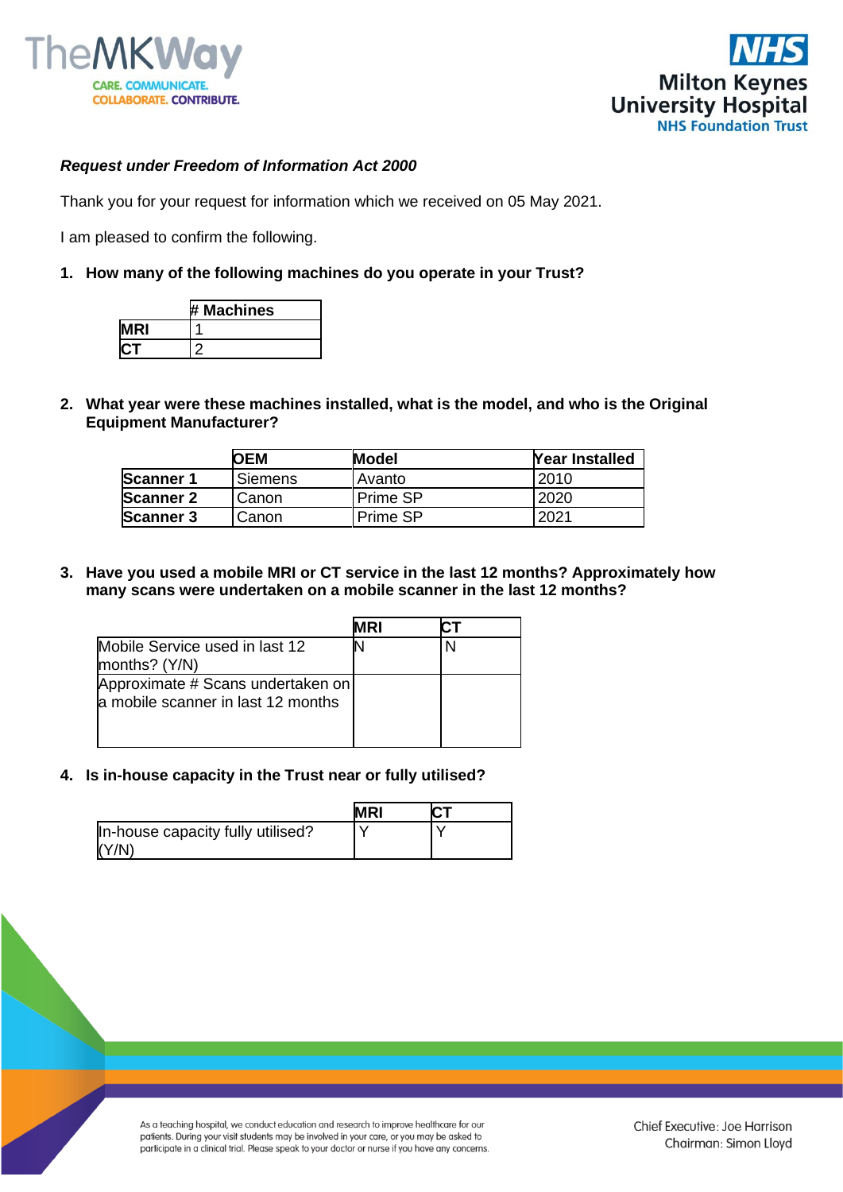***Request under Freedom of Information Act 2000***

Thank you for your request for information which we received on 05 May 2021.

I am pleased to confirm the following.

1. **How many of the following machines do you operate in your Trust?**

| | **# Machines** |
|---|---|
| **MRI** | 1 |
| **CT** | 2 |

2. **What year were these machines installed, what is the model, and who is the Original Equipment Manufacturer?**

| | **OEM** | **Model** | **Year Installed** |
|---|---|---|---|
| **Scanner 1** | Siemens | Avanto | 2010 |
| **Scanner 2** | Canon | Prime SP | 2020 |
| **Scanner 3** | Canon | Prime SP | 2021 |

3. **Have you used a mobile MRI or CT service in the last 12 months? Approximately how many scans were undertaken on a mobile scanner in the last 12 months?**

| | **MRI** | **CT** |
|---|---|---|
| Mobile Service used in last 12 months? (Y/N) | N | N |
| Approximate # Scans undertaken on a mobile scanner in last 12 months | | |

4. **Is in-house capacity in the Trust near or fully utilised?**

| | **MRI** | **CT** |
|---|---|---|
| In-house capacity fully utilised? (Y/N) | Y | Y |

As a teaching hospital, we conduct education and research to improve healthcare for our patients. During your visit students may be involved in your care, or you may be asked to participate in a clinical trial. Please speak to your doctor or nurse if you have any concerns.

Chief Executive: Joe Harrison
Chairman: Simon Lloyd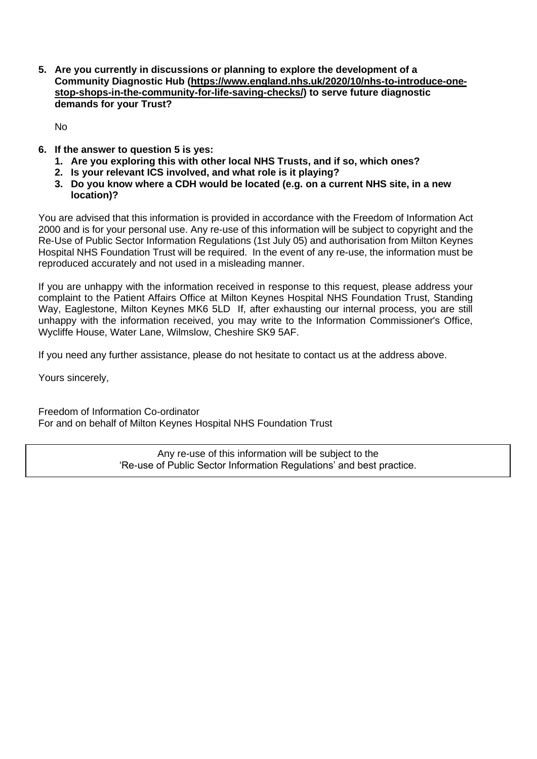**5. Are you currently in discussions or planning to explore the development of a Community Diagnostic Hub ([https://www.england.nhs.uk/2020/10/nhs-to-introduce-one-stop-shops-in-the-community-for-life-saving-checks/](https://www.england.nhs.uk/2020/10/nhs-to-introduce-one-stop-shops-in-the-community-for-life-saving-checks/)) to serve future diagnostic demands for your Trust?**

No

**6. If the answer to question 5 is yes:**

1. **Are you exploring this with other local NHS Trusts, and if so, which ones?**
2. **Is your relevant ICS involved, and what role is it playing?**
3. **Do you know where a CDH would be located (e.g. on a current NHS site, in a new location)?**

You are advised that this information is provided in accordance with the Freedom of Information Act 2000 and is for your personal use. Any re-use of this information will be subject to copyright and the Re-Use of Public Sector Information Regulations (1st July 05) and authorisation from Milton Keynes Hospital NHS Foundation Trust will be required. In the event of any re-use, the information must be reproduced accurately and not used in a misleading manner.

If you are unhappy with the information received in response to this request, please address your complaint to the Patient Affairs Office at Milton Keynes Hospital NHS Foundation Trust, Standing Way, Eaglestone, Milton Keynes MK6 5LD If, after exhausting our internal process, you are still unhappy with the information received, you may write to the Information Commissioner's Office, Wycliffe House, Water Lane, Wilmslow, Cheshire SK9 5AF.

If you need any further assistance, please do not hesitate to contact us at the address above.

Yours sincerely,

Freedom of Information Co-ordinator
For and on behalf of Milton Keynes Hospital NHS Foundation Trust

Any re-use of this information will be subject to the
'Re-use of Public Sector Information Regulations' and best practice.